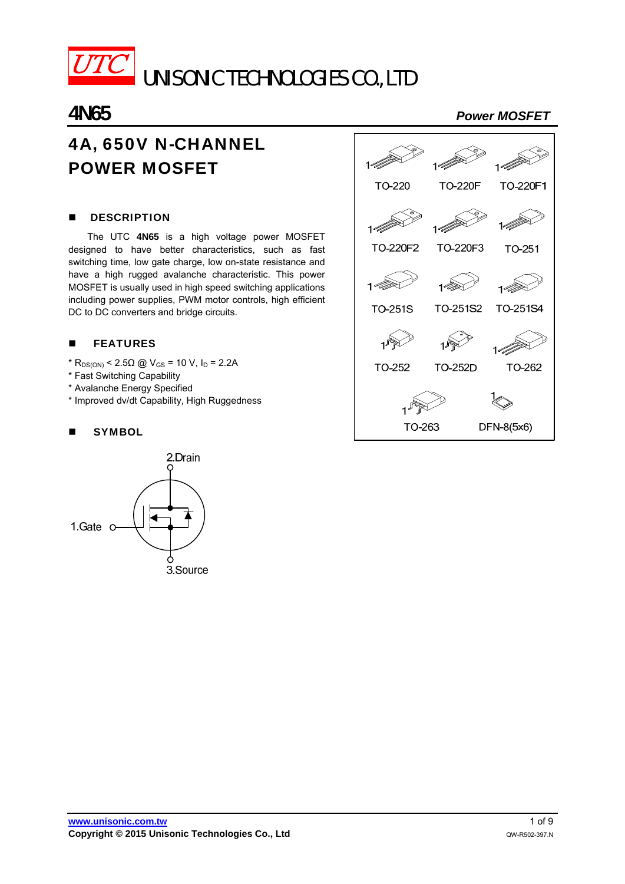UTC UNISONIC TECHNOLOGIES CO., LTD

# 4N65

*Power MOSFET*

## 4A, 650V N-CHANNEL POWER MOSFET

TO-220 TO-220F TO-220F1

TO-220F2 TO-220F3 TO-251

TO-251S TO-251S2 TO-251S4

TO-252 TO-252D TO-262

TO-263 DFN-8(5x6)

### DESCRIPTION

The UTC **4N65** is a high voltage power MOSFET designed to have better characteristics, such as fast switching time, low gate charge, low on-state resistance and have a high rugged avalanche characteristic. This power MOSFET is usually used in high speed switching applications including power supplies, PWM motor controls, high efficient DC to DC converters and bridge circuits.

### FEATURES

* $R_{DS(ON)}$ < 2.5Ω @ $V_{GS}$ = 10 V, $I_D$ = 2.2A
* Fast Switching Capability
* Avalanche Energy Specified
* Improved dv/dt Capability, High Ruggedness

### SYMBOL

2.Drain

1.Gate

3.Source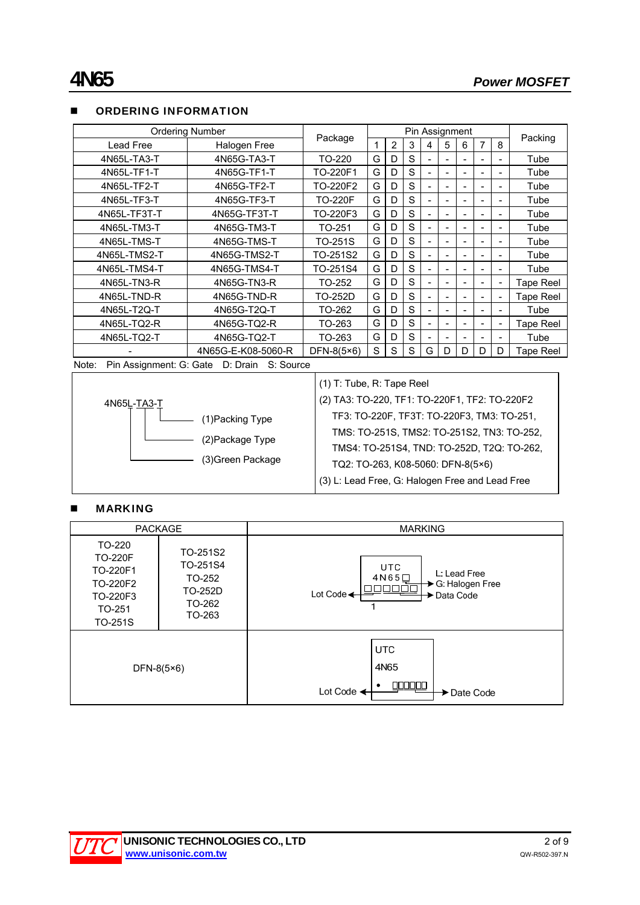## ORDERING INFORMATION

| Ordering Number | | Package | Pin Assignment | | | | | | | | Packing |
|---|---|---|---|---|---|---|---|---|---|---|---|
| Lead Free | Halogen Free | | 1 | 2 | 3 | 4 | 5 | 6 | 7 | 8 | |
| 4N65L-TA3-T | 4N65G-TA3-T | TO-220 | G | D | S | - | - | - | - | - | Tube |
| 4N65L-TF1-T | 4N65G-TF1-T | TO-220F1 | G | D | S | - | - | - | - | - | Tube |
| 4N65L-TF2-T | 4N65G-TF2-T | TO-220F2 | G | D | S | - | - | - | - | - | Tube |
| 4N65L-TF3-T | 4N65G-TF3-T | TO-220F | G | D | S | - | - | - | - | - | Tube |
| 4N65L-TF3T-T | 4N65G-TF3T-T | TO-220F3 | G | D | S | - | - | - | - | - | Tube |
| 4N65L-TM3-T | 4N65G-TM3-T | TO-251 | G | D | S | - | - | - | - | - | Tube |
| 4N65L-TMS-T | 4N65G-TMS-T | TO-251S | G | D | S | - | - | - | - | - | Tube |
| 4N65L-TMS2-T | 4N65G-TMS2-T | TO-251S2 | G | D | S | - | - | - | - | - | Tube |
| 4N65L-TMS4-T | 4N65G-TMS4-T | TO-251S4 | G | D | S | - | - | - | - | - | Tube |
| 4N65L-TN3-R | 4N65G-TN3-R | TO-252 | G | D | S | - | - | - | - | - | Tape Reel |
| 4N65L-TND-R | 4N65G-TND-R | TO-252D | G | D | S | - | - | - | - | - | Tape Reel |
| 4N65L-T2Q-T | 4N65G-T2Q-T | TO-262 | G | D | S | - | - | - | - | - | Tube |
| 4N65L-TQ2-R | 4N65G-TQ2-R | TO-263 | G | D | S | - | - | - | - | - | Tape Reel |
| 4N65L-TQ2-T | 4N65G-TQ2-T | TO-263 | G | D | S | - | - | - | - | - | Tube |
| - | 4N65G-E-K08-5060-R | DFN-8(5×6) | S | S | S | G | D | D | D | D | Tape Reel |

Note: Pin Assignment: G: Gate D: Drain S: Source

4N65L-TA3-T
(1)Packing Type
(2)Package Type
(3)Green Package

(1) T: Tube, R: Tape Reel
(2) TA3: TO-220, TF1: TO-220F1, TF2: TO-220F2
TF3: TO-220F, TF3T: TO-220F3, TM3: TO-251,
TMS: TO-251S, TMS2: TO-251S2, TN3: TO-252,
TMS4: TO-251S4, TND: TO-252D, T2Q: TO-262,
TQ2: TO-263, K08-5060: DFN-8(5×6)
(3) L: Lead Free, G: Halogen Free and Lead Free

## MARKING

| PACKAGE | | MARKING |
|---|---|---|
| TO-220<br>TO-220F<br>TO-220F1<br>TO-220F2<br>TO-220F3<br>TO-251<br>TO-251S | TO-251S2<br>TO-251S4<br>TO-252<br>TO-252D<br>TO-262<br>TO-263 | UTC<br>4N65□<br>□□□□□□<br>1<br>L: Lead Free<br>G: Halogen Free<br>Data Code<br>Lot Code |
| DFN-8(5×6) | | UTC<br>4N65<br>• □□□□□<br>Lot Code<br>Date Code |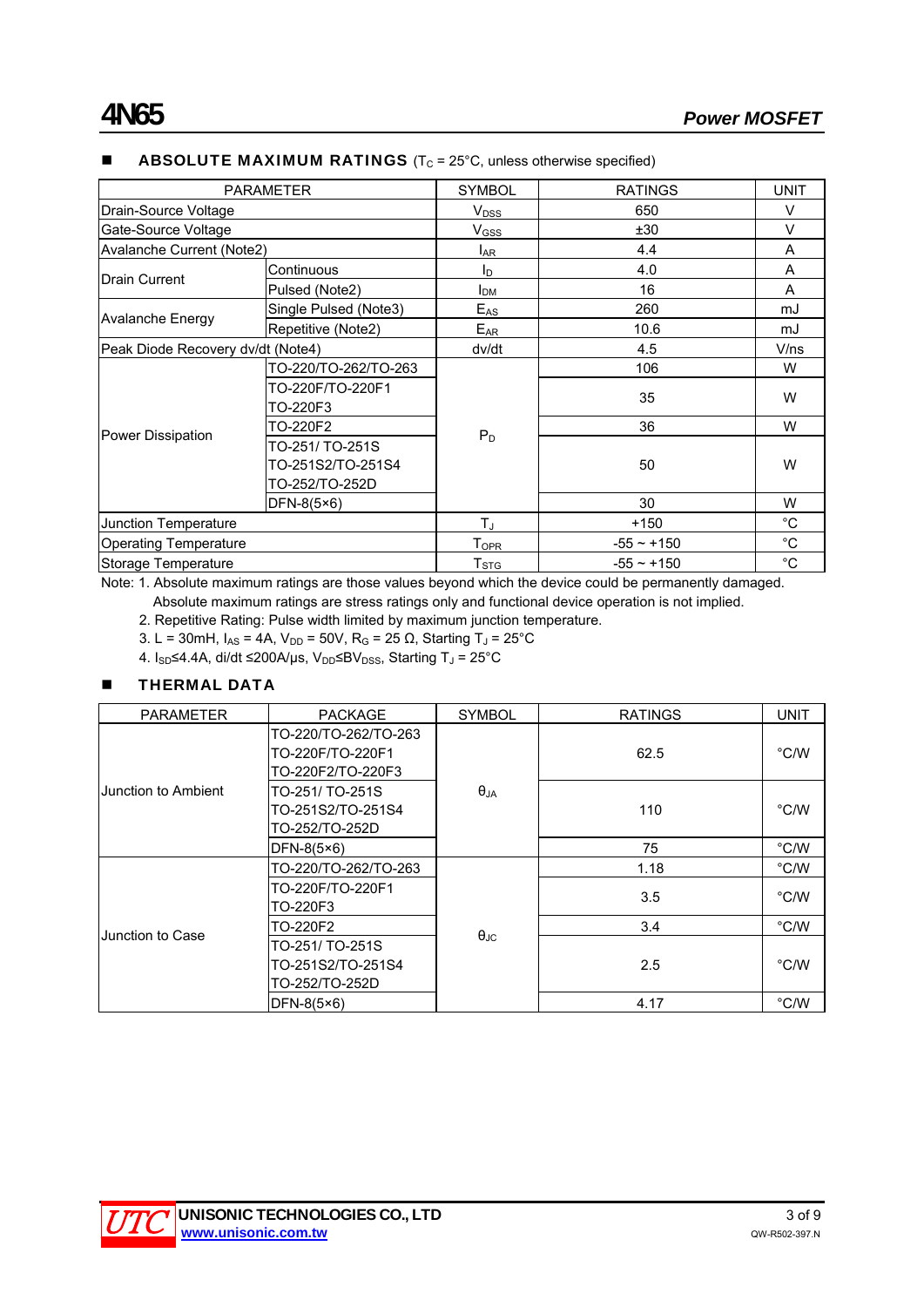## ABSOLUTE MAXIMUM RATINGS ($T_C$ = 25°C, unless otherwise specified)

| PARAMETER | | SYMBOL | RATINGS | UNIT |
|---|---|---|---|---|
| Drain-Source Voltage | | $V_{DSS}$ | 650 | V |
| Gate-Source Voltage | | $V_{GSS}$ | ±30 | V |
| Avalanche Current (Note2) | | $I_{AR}$ | 4.4 | A |
| Drain Current | Continuous | $I_D$ | 4.0 | A |
| | Pulsed (Note2) | $I_{DM}$ | 16 | A |
| Avalanche Energy | Single Pulsed (Note3) | $E_{AS}$ | 260 | mJ |
| | Repetitive (Note2) | $E_{AR}$ | 10.6 | mJ |
| Peak Diode Recovery dv/dt (Note4) | | dv/dt | 4.5 | V/ns |
| Power Dissipation | TO-220/TO-262/TO-263 | $P_D$ | 106 | W |
| | TO-220F/TO-220F1<br>TO-220F3 | | 35 | W |
| | TO-220F2 | | 36 | W |
| | TO-251/ TO-251S<br>TO-251S2/TO-251S4<br>TO-252/TO-252D | | 50 | W |
| | DFN-8(5×6) | | 30 | W |
| Junction Temperature | | $T_J$ | +150 | °C |
| Operating Temperature | | $T_{OPR}$ | -55 ~ +150 | °C |
| Storage Temperature | | $T_{STG}$ | -55 ~ +150 | °C |

Note: 1. Absolute maximum ratings are those values beyond which the device could be permanently damaged. Absolute maximum ratings are stress ratings only and functional device operation is not implied.

2. Repetitive Rating: Pulse width limited by maximum junction temperature.

3. L = 30mH, $I_{AS}$ = 4A, $V_{DD}$ = 50V, $R_G$ = 25 Ω, Starting $T_J$ = 25°C

4. $I_{SD}$≤4.4A, di/dt ≤200A/μs, $V_{DD}$≤$BV_{DSS}$, Starting $T_J$ = 25°C

## THERMAL DATA

| PARAMETER | PACKAGE | SYMBOL | RATINGS | UNIT |
|---|---|---|---|---|
| Junction to Ambient | TO-220/TO-262/TO-263<br>TO-220F/TO-220F1<br>TO-220F2/TO-220F3 | $\theta_{JA}$ | 62.5 | °C/W |
| | TO-251/ TO-251S<br>TO-251S2/TO-251S4<br>TO-252/TO-252D | | 110 | °C/W |
| | DFN-8(5×6) | | 75 | °C/W |
| Junction to Case | TO-220/TO-262/TO-263 | $\theta_{JC}$ | 1.18 | °C/W |
| | TO-220F/TO-220F1<br>TO-220F3 | | 3.5 | °C/W |
| | TO-220F2 | | 3.4 | °C/W |
| | TO-251/ TO-251S<br>TO-251S2/TO-251S4<br>TO-252/TO-252D | | 2.5 | °C/W |
| | DFN-8(5×6) | | 4.17 | °C/W |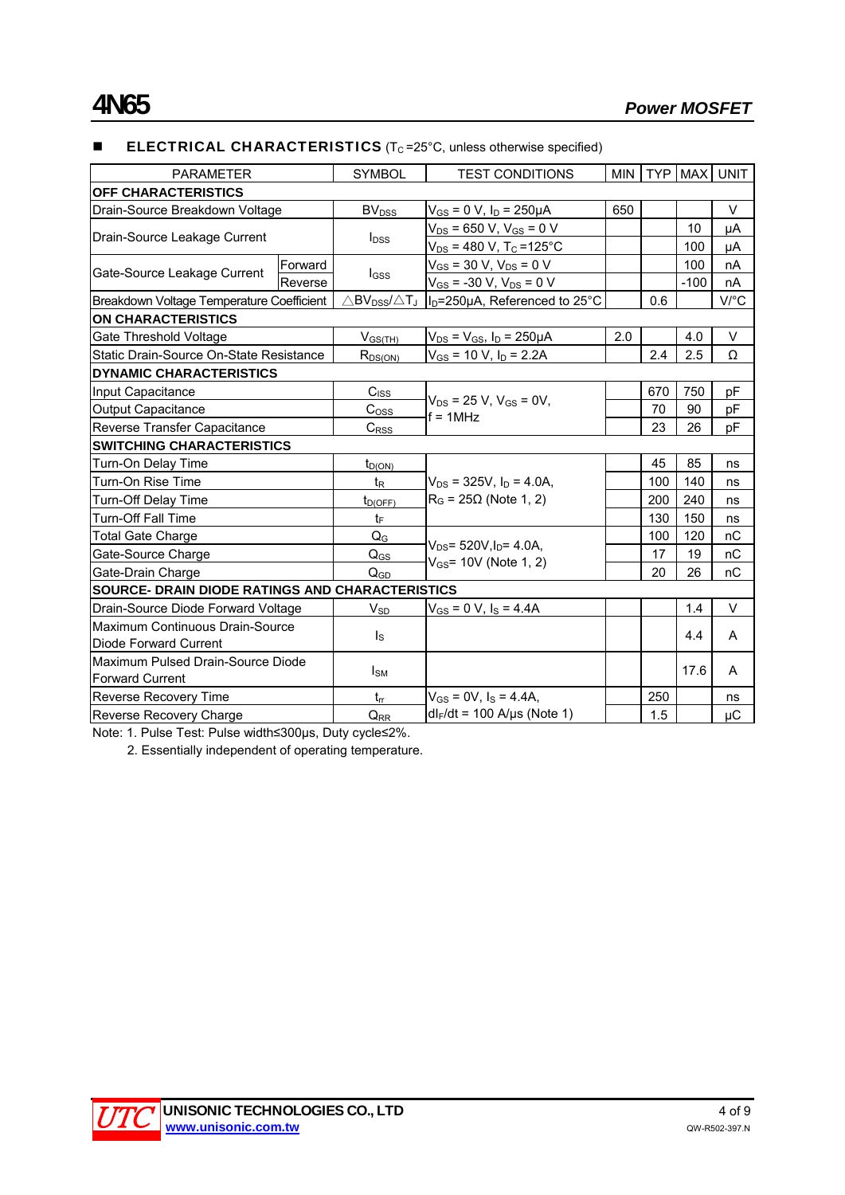## ■ ELECTRICAL CHARACTERISTICS ($T_C$=25°C, unless otherwise specified)

| PARAMETER | | SYMBOL | TEST CONDITIONS | MIN | TYP | MAX | UNIT |
|---|---|---|---|---|---|---|---|
| **OFF CHARACTERISTICS** | | | | | | | |
| Drain-Source Breakdown Voltage | | $BV_{DSS}$ | $V_{GS}$ = 0 V, $I_D$ = 250μA | 650 | | | V |
| Drain-Source Leakage Current | | $I_{DSS}$ | $V_{DS}$ = 650 V, $V_{GS}$ = 0 V | | | 10 | μA |
| | | | $V_{DS}$ = 480 V, $T_C$ =125°C | | | 100 | μA |
| Gate-Source Leakage Current | Forward | $I_{GSS}$ | $V_{GS}$ = 30 V, $V_{DS}$ = 0 V | | | 100 | nA |
| | Reverse | | $V_{GS}$ = -30 V, $V_{DS}$ = 0 V | | | -100 | nA |
| Breakdown Voltage Temperature Coefficient | | $\triangle BV_{DSS}/\triangle T_J$ | $I_D$=250μA, Referenced to 25°C | | 0.6 | | V/°C |
| **ON CHARACTERISTICS** | | | | | | | |
| Gate Threshold Voltage | | $V_{GS(TH)}$ | $V_{DS}$ = $V_{GS}$, $I_D$ = 250μA | 2.0 | | 4.0 | V |
| Static Drain-Source On-State Resistance | | $R_{DS(ON)}$ | $V_{GS}$ = 10 V, $I_D$ = 2.2A | | 2.4 | 2.5 | Ω |
| **DYNAMIC CHARACTERISTICS** | | | | | | | |
| Input Capacitance | | $C_{ISS}$ | $V_{DS}$ = 25 V, $V_{GS}$ = 0V, f = 1MHz | | 670 | 750 | pF |
| Output Capacitance | | $C_{OSS}$ | | | 70 | 90 | pF |
| Reverse Transfer Capacitance | | $C_{RSS}$ | | | 23 | 26 | pF |
| **SWITCHING CHARACTERISTICS** | | | | | | | |
| Turn-On Delay Time | | $t_{D(ON)}$ | $V_{DS}$ = 325V, $I_D$ = 4.0A, $R_G$ = 25Ω (Note 1, 2) | | 45 | 85 | ns |
| Turn-On Rise Time | | $t_R$ | | | 100 | 140 | ns |
| Turn-Off Delay Time | | $t_{D(OFF)}$ | | | 200 | 240 | ns |
| Turn-Off Fall Time | | $t_F$ | | | 130 | 150 | ns |
| Total Gate Charge | | $Q_G$ | $V_{DS}$= 520V, $I_D$= 4.0A, $V_{GS}$= 10V (Note 1, 2) | | 100 | 120 | nC |
| Gate-Source Charge | | $Q_{GS}$ | | | 17 | 19 | nC |
| Gate-Drain Charge | | $Q_{GD}$ | | | 20 | 26 | nC |
| **SOURCE- DRAIN DIODE RATINGS AND CHARACTERISTICS** | | | | | | | |
| Drain-Source Diode Forward Voltage | | $V_{SD}$ | $V_{GS}$ = 0 V, $I_S$ = 4.4A | | | 1.4 | V |
| Maximum Continuous Drain-Source Diode Forward Current | | $I_S$ | | | | 4.4 | A |
| Maximum Pulsed Drain-Source Diode Forward Current | | $I_{SM}$ | | | | 17.6 | A |
| Reverse Recovery Time | | $t_{rr}$ | $V_{GS}$ = 0V, $I_S$ = 4.4A, $dI_F/dt$ = 100 A/μs (Note 1) | | 250 | | ns |
| Reverse Recovery Charge | | $Q_{RR}$ | | | 1.5 | | μC |

Note: 1. Pulse Test: Pulse width≤300μs, Duty cycle≤2%.

2. Essentially independent of operating temperature.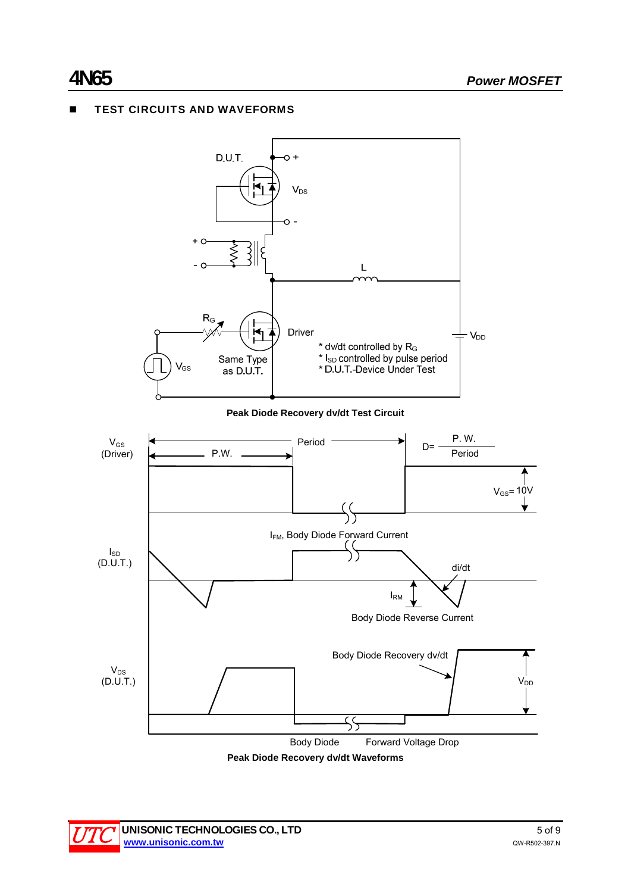## ■ TEST CIRCUITS AND WAVEFORMS

D.U.T.

$V_{DS}$

L

$R_G$

Driver

$V_{DD}$

$V_{GS}$

Same Type as D.U.T.

* dv/dt controlled by $R_G$
* $I_{SD}$ controlled by pulse period
* D.U.T.-Device Under Test

**Peak Diode Recovery dv/dt Test Circuit**

$V_{GS}$ (Driver)

Period

P.W.

$D = \frac{P.W.}{Period}$

$V_{GS}$= 10V

$I_{FM}$, Body Diode Forward Current

$I_{SD}$ (D.U.T.)

di/dt

$I_{RM}$

Body Diode Reverse Current

Body Diode Recovery dv/dt

$V_{DS}$ (D.U.T.)

$V_{DD}$

Body Diode Forward Voltage Drop

**Peak Diode Recovery dv/dt Waveforms**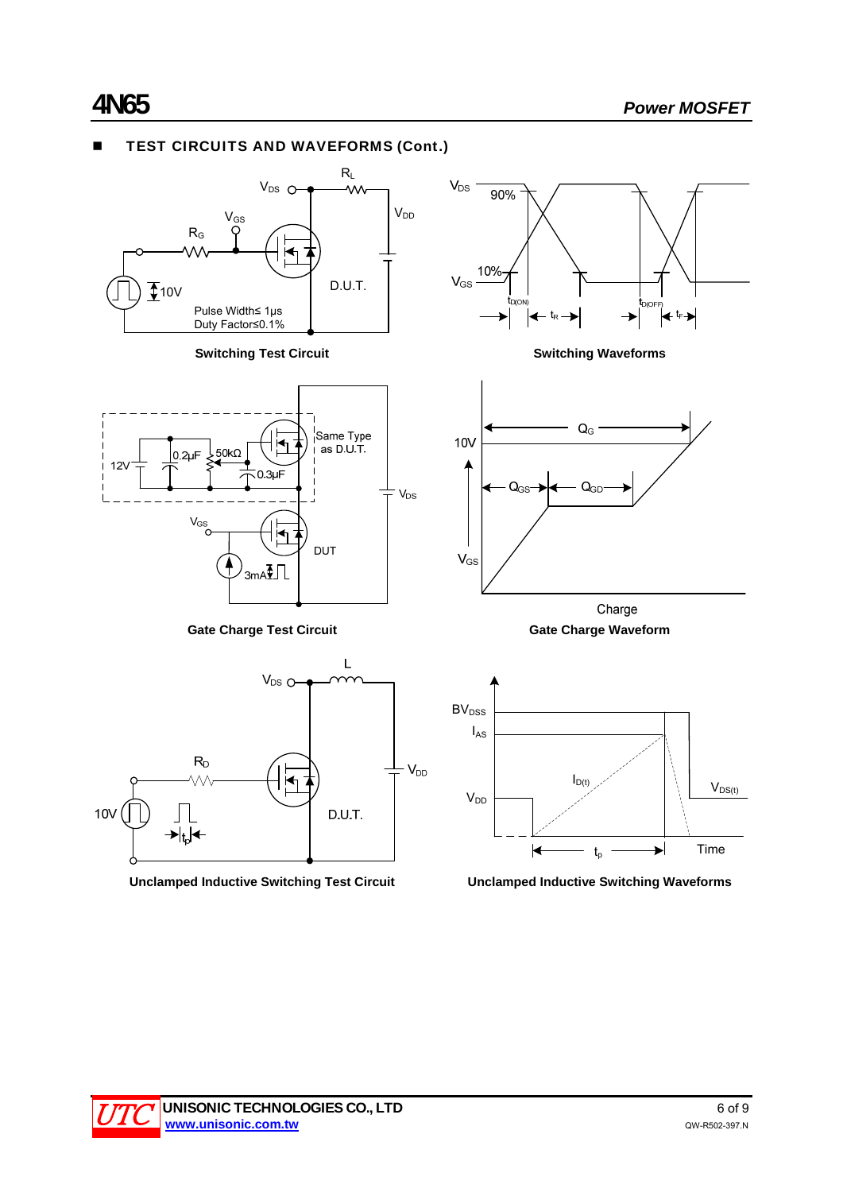## TEST CIRCUITS AND WAVEFORMS (Cont.)

$V_{DS}$ $R_L$ $V_{GS}$ $R_G$ $V_{DD}$ D.U.T. 10V

Pulse Width≤ 1μs
Duty Factor≤0.1%

**Switching Test Circuit**

$V_{DS}$ 90% 10% $V_{GS}$ $t_{D(ON)}$ $t_R$ $t_{D(OFF)}$ $t_F$

**Switching Waveforms**

12V 0.2μF 50kΩ 0.3μF Same Type as D.U.T. $V_{DS}$ $V_{GS}$ DUT 3mA

**Gate Charge Test Circuit**

10V $Q_G$ $Q_{GS}$ $Q_{GD}$ $V_{GS}$ Charge

**Gate Charge Waveform**

$V_{DS}$ L $R_D$ $V_{DD}$ 10V $t_p$ D.U.T.

**Unclamped Inductive Switching Test Circuit**

$BV_{DSS}$ $I_{AS}$ $I_{D(t)}$ $V_{DS(t)}$ $V_{DD}$ $t_p$ Time

**Unclamped Inductive Switching Waveforms**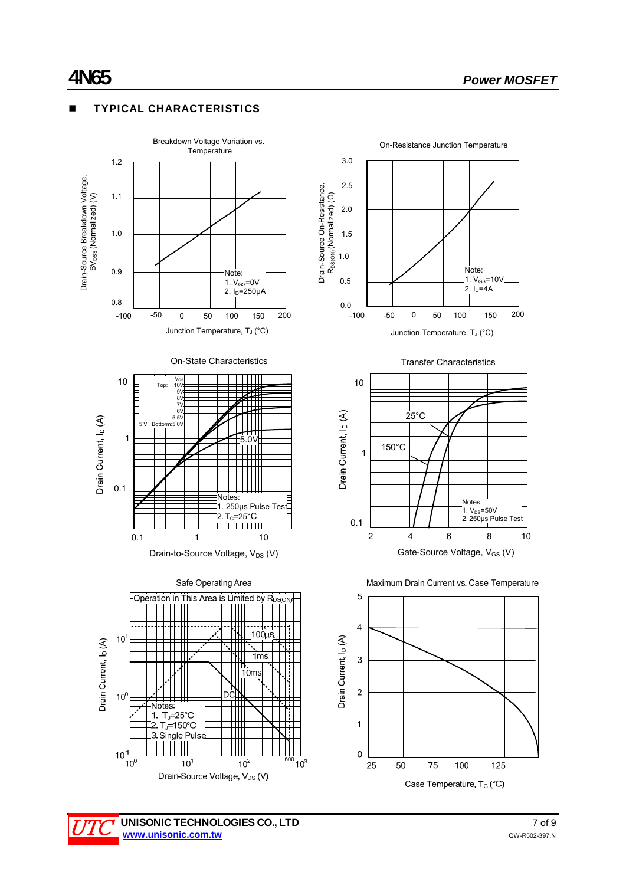## ■ TYPICAL CHARACTERISTICS

**Breakdown Voltage Variation vs. Temperature**

Drain-Source Breakdown Voltage, $BV_{DSS}$ (Normalized) (V)

Note:
1. $V_{GS}$=0V
2. $I_D$=250μA

Junction Temperature, $T_J$ (°C)

**On-Resistance Junction Temperature**

Drain-Source On-Resistance, $R_{DS(ON)}$ (Normalized) (Ω)

Note:
1. $V_{GS}$=10V
2. $I_D$=4A

Junction Temperature, $T_J$ (°C)

**On-State Characteristics**

$V_{GS}$
Top: 10V, 9V, 8V, 7V, 6V, 5.5V
Bottom: 5.0V

Notes:
1. 250μs Pulse Test
2. $T_C$=25°C

Drain Current, $I_D$ (A)

Drain-to-Source Voltage, $V_{DS}$ (V)

**Transfer Characteristics**

25°C
150°C

Notes:
1. $V_{DS}$=50V
2. 250μs Pulse Test

Drain Current, $I_D$ (A)

Gate-Source Voltage, $V_{GS}$ (V)

**Safe Operating Area**

Operation in This Area is Limited by $R_{DS(ON)}$

100μs
1ms
10ms
DC

Notes:
1. $T_J$=25°C
2. $T_J$=150°C
3. Single Pulse

Drain Current, $I_D$ (A)

Drain-Source Voltage, $V_{DS}$ (V)

**Maximum Drain Current vs. Case Temperature**

Drain Current, $I_D$ (A)

Case Temperature, $T_C$ (°C)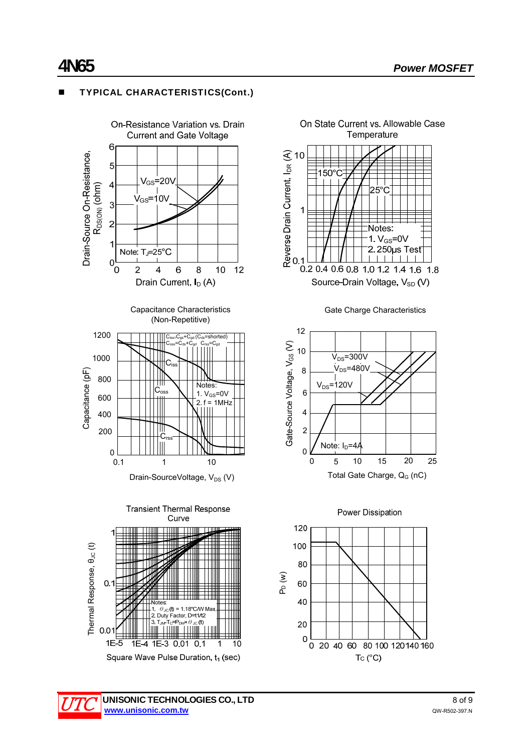## TYPICAL CHARACTERISTICS(Cont.)

**On-Resistance Variation vs. Drain Current and Gate Voltage**

Drain-Source On-Resistance, $R_{DS(ON)}$ (ohm)

$V_{GS}$=20V

$V_{GS}$=10V

Note: $T_J$=25°C

Drain Current, $I_D$ (A)

**On State Current vs. Allowable Case Temperature**

Reverse Drain Current, $I_{DR}$ (A)

150°C

25°C

Notes:
1. $V_{GS}$=0V
2. 250μs Test

Source-Drain Voltage, $V_{SD}$ (V)

**Capacitance Characteristics (Non-Repetitive)**

Capacitance (pF)

$C_{iss}=C_{gs}+C_{gd}$ ($C_{ds}$=shorted)
$C_{oss}=C_{ds}+C_{gd}$  $C_{rss}=C_{gd}$

$C_{iss}$

$C_{oss}$

$C_{rss}$

Notes:
1. $V_{GS}$=0V
2. f = 1MHz

Drain-SourceVoltage, $V_{DS}$ (V)

**Gate Charge Characteristics**

Gate-Source Voltage, $V_{GS}$ (V)

$V_{DS}$=300V

$V_{DS}$=480V

$V_{DS}$=120V

Note: $I_D$=4A

Total Gate Charge, $Q_G$ (nC)

**Transient Thermal Response Curve**

Thermal Response, $\theta_{JC}$ (t)

Notes:
1. $\theta_{JC}$(t) = 1.18°C/W Max.
2. Duty Factor, D=t1/t2
3. $T_{JM}$-$T_C$=$P_{DM}$×$\theta_{JC}$(t)

Square Wave Pulse Duration, $t_1$ (sec)

**Power Dissipation**

$P_D$ (w)

$T_C$ (°C)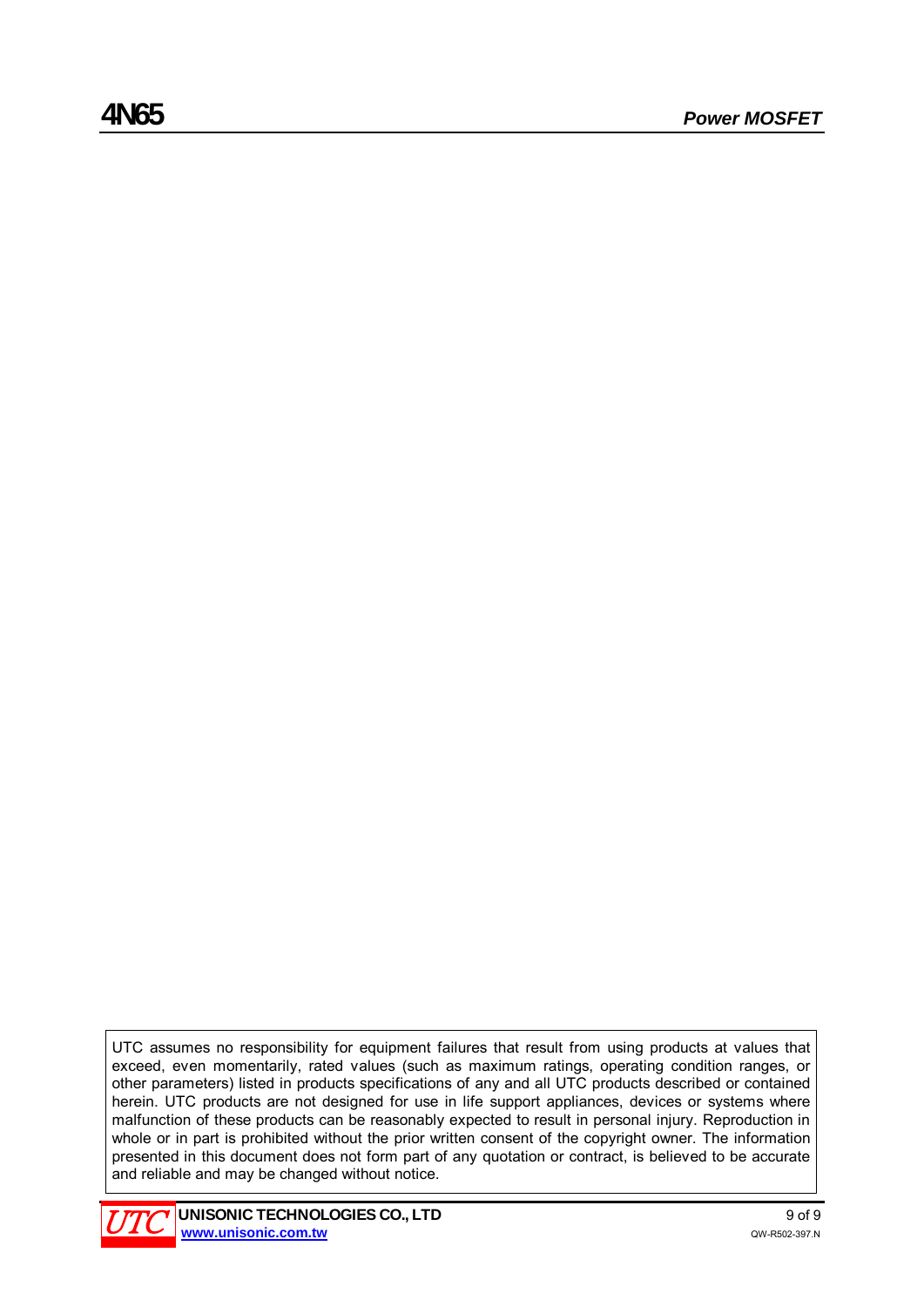UTC assumes no responsibility for equipment failures that result from using products at values that exceed, even momentarily, rated values (such as maximum ratings, operating condition ranges, or other parameters) listed in products specifications of any and all UTC products described or contained herein. UTC products are not designed for use in life support appliances, devices or systems where malfunction of these products can be reasonably expected to result in personal injury. Reproduction in whole or in part is prohibited without the prior written consent of the copyright owner. The information presented in this document does not form part of any quotation or contract, is believed to be accurate and reliable and may be changed without notice.